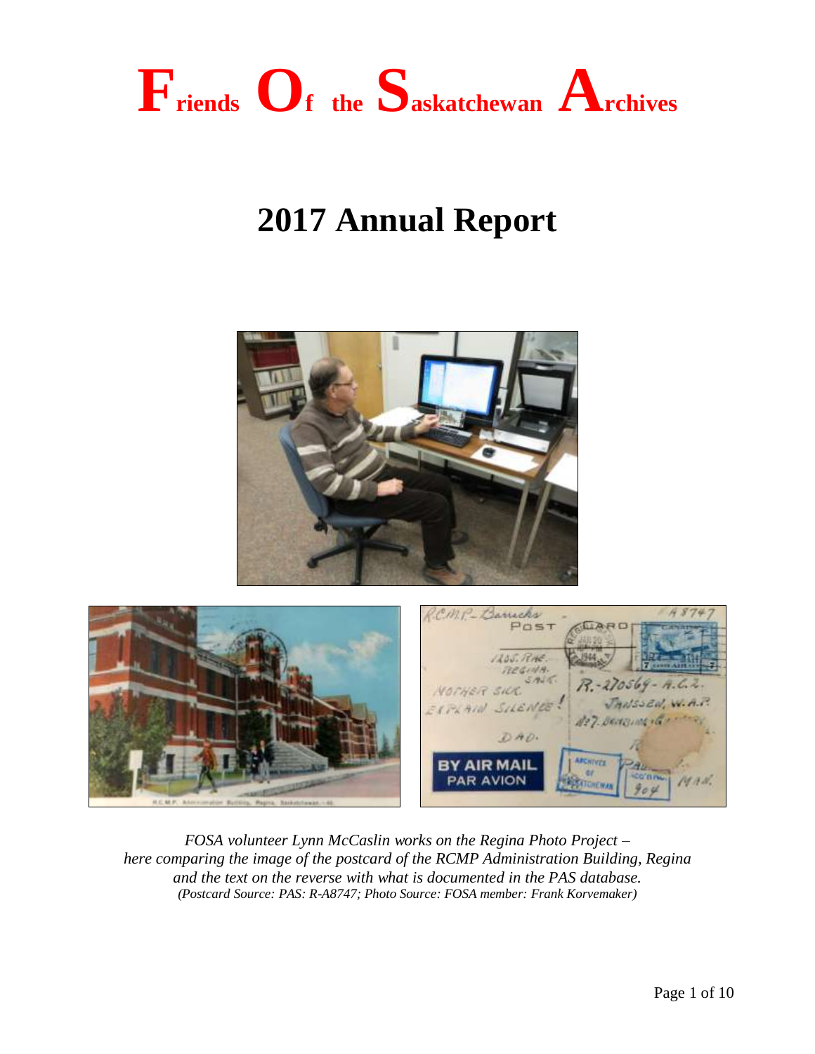# Friends Of the Saskatchewan Archives

# 2017 Annual Report

*FOSA volunteer Lynn McCaslin works on the Regina Photo Project – here comparing the image of the postcard of the RCMP Administration Building, Regina and the text on the reverse with what is documented in the PAS database.*
*(Postcard Source: PAS: R-A8747; Photo Source: FOSA member: Frank Korvemaker)*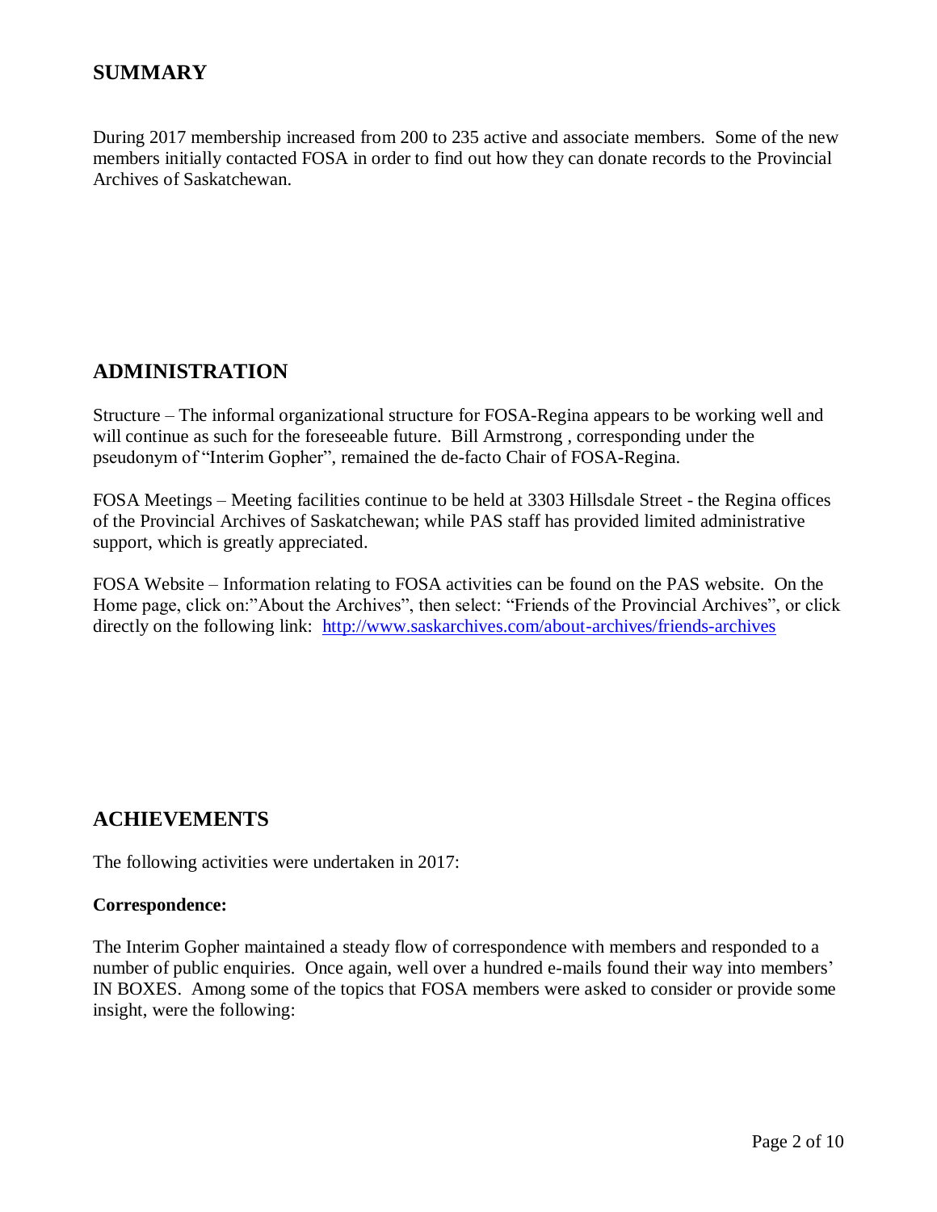## SUMMARY

During 2017 membership increased from 200 to 235 active and associate members. Some of the new members initially contacted FOSA in order to find out how they can donate records to the Provincial Archives of Saskatchewan.

## ADMINISTRATION

Structure – The informal organizational structure for FOSA-Regina appears to be working well and will continue as such for the foreseeable future. Bill Armstrong , corresponding under the pseudonym of "Interim Gopher", remained the de-facto Chair of FOSA-Regina.

FOSA Meetings – Meeting facilities continue to be held at 3303 Hillsdale Street - the Regina offices of the Provincial Archives of Saskatchewan; while PAS staff has provided limited administrative support, which is greatly appreciated.

FOSA Website – Information relating to FOSA activities can be found on the PAS website. On the Home page, click on:"About the Archives", then select: "Friends of the Provincial Archives", or click directly on the following link: [http://www.saskarchives.com/about-archives/friends-archives](http://www.saskarchives.com/about-archives/friends-archives)

## ACHIEVEMENTS

The following activities were undertaken in 2017:

**Correspondence:**

The Interim Gopher maintained a steady flow of correspondence with members and responded to a number of public enquiries. Once again, well over a hundred e-mails found their way into members' IN BOXES. Among some of the topics that FOSA members were asked to consider or provide some insight, were the following: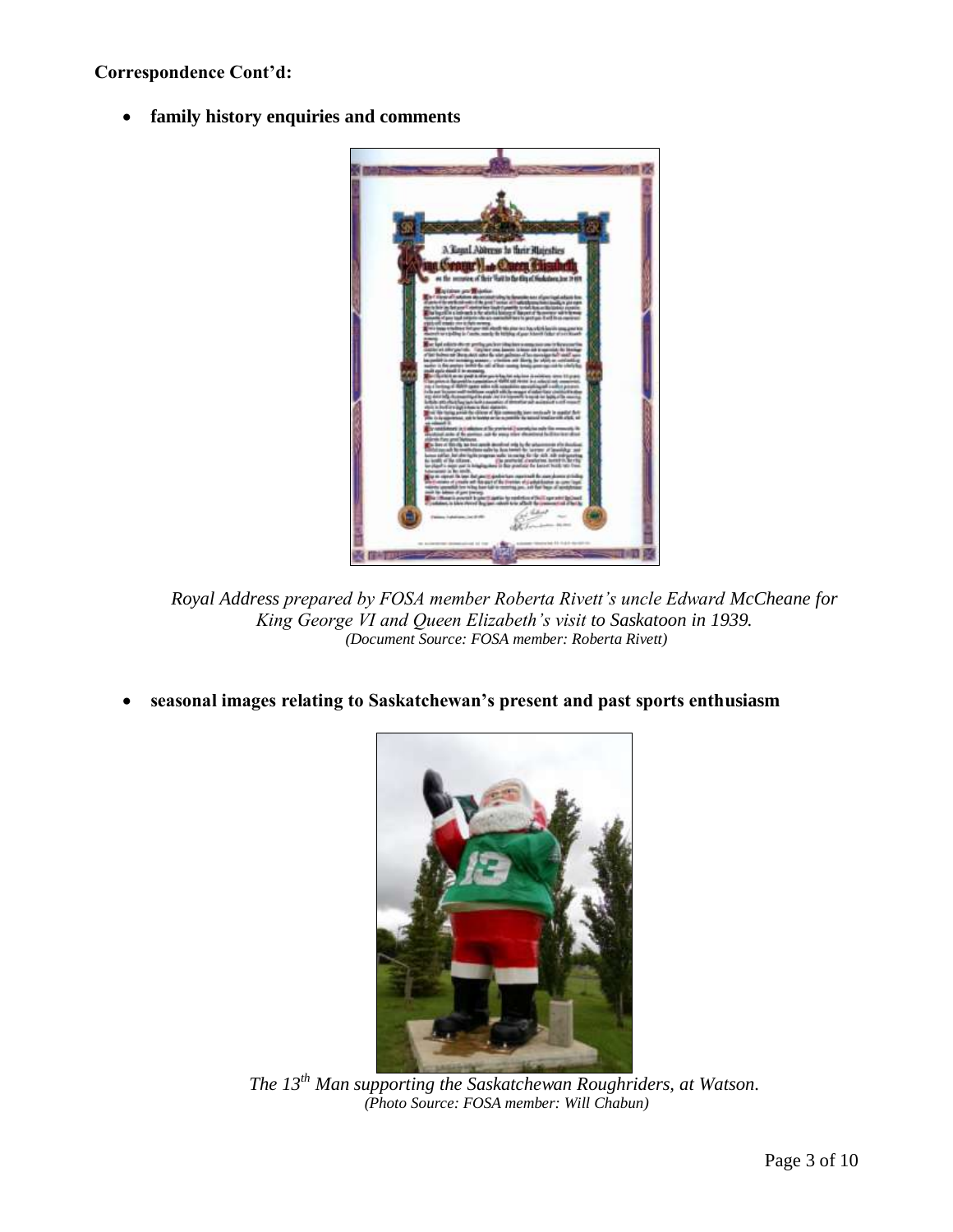**Correspondence Cont'd:**

- **family history enquiries and comments**

*Royal Address prepared by FOSA member Roberta Rivett's uncle Edward McCheane for King George VI and Queen Elizabeth's visit to Saskatoon in 1939.*
*(Document Source: FOSA member: Roberta Rivett)*

- **seasonal images relating to Saskatchewan's present and past sports enthusiasm**

*The 13th Man supporting the Saskatchewan Roughriders, at Watson.*
*(Photo Source: FOSA member: Will Chabun)*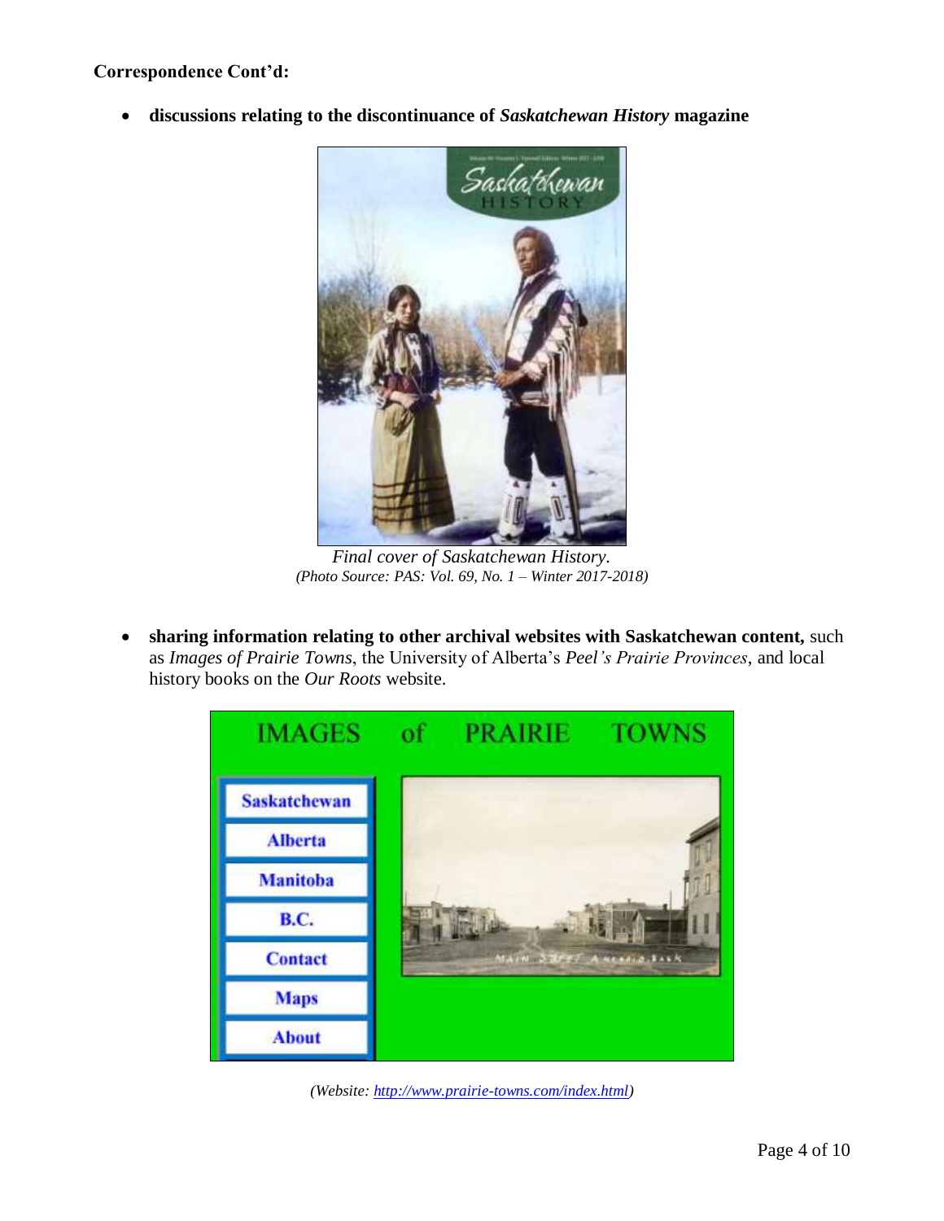**Correspondence Cont'd:**

- **discussions relating to the discontinuance of *Saskatchewan History* magazine**

*Final cover of Saskatchewan History.*
*(Photo Source: PAS: Vol. 69, No. 1 – Winter 2017-2018)*

- **sharing information relating to other archival websites with Saskatchewan content,** such as *Images of Prairie Towns*, the University of Alberta's *Peel's Prairie Provinces*, and local history books on the *Our Roots* website.

*(Website: http://www.prairie-towns.com/index.html)*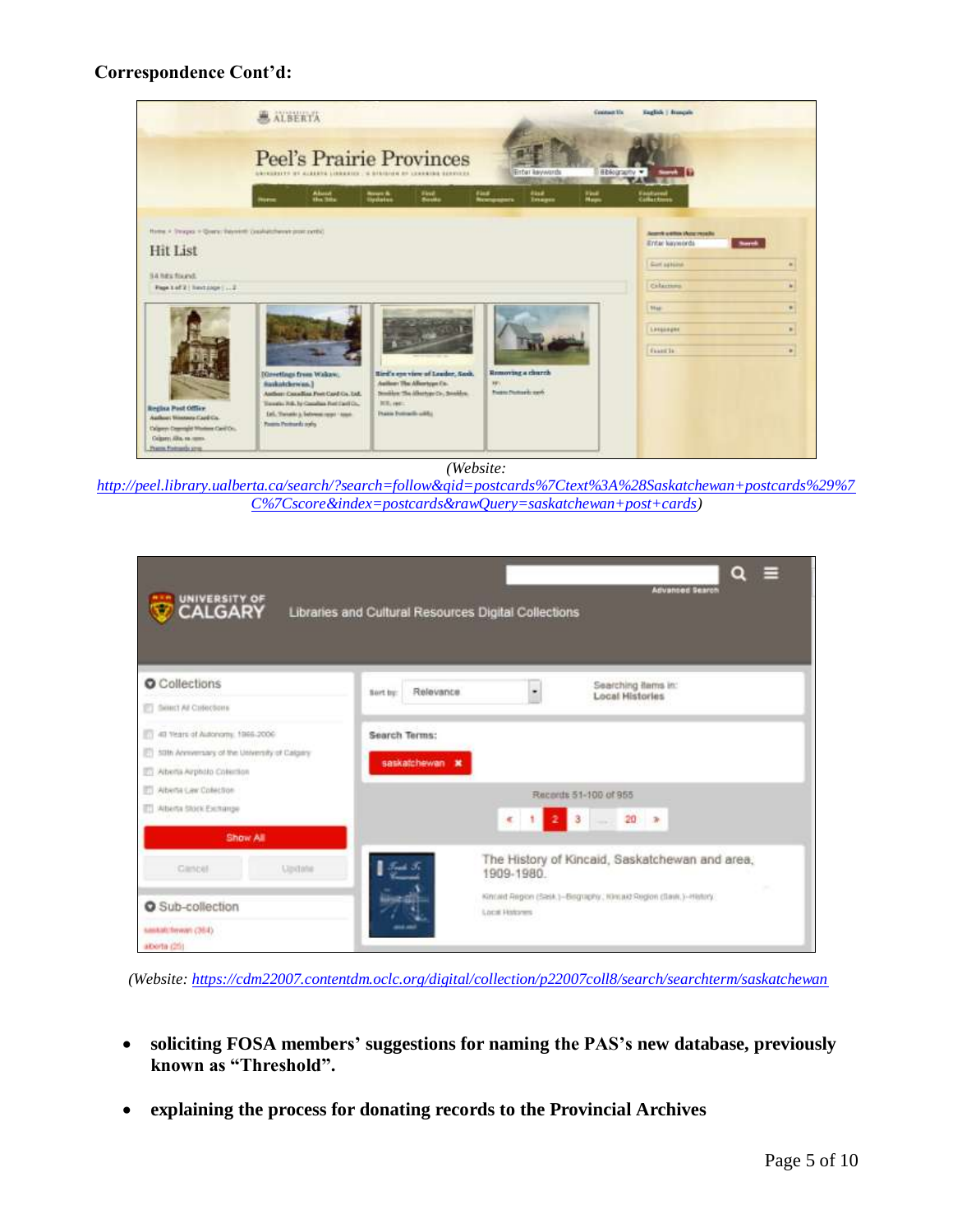**Correspondence Cont'd:**

(Website: http://peel.library.ualberta.ca/search/?search=follow&qid=postcards%7Ctext%3A%28Saskatchewan+postcards%29%7C%7Cscore&index=postcards&rawQuery=saskatchewan+post+cards)

(Website: https://cdm22007.contentdm.oclc.org/digital/collection/p22007coll8/search/searchterm/saskatchewan)

- **soliciting FOSA members' suggestions for naming the PAS's new database, previously known as "Threshold".**

- **explaining the process for donating records to the Provincial Archives**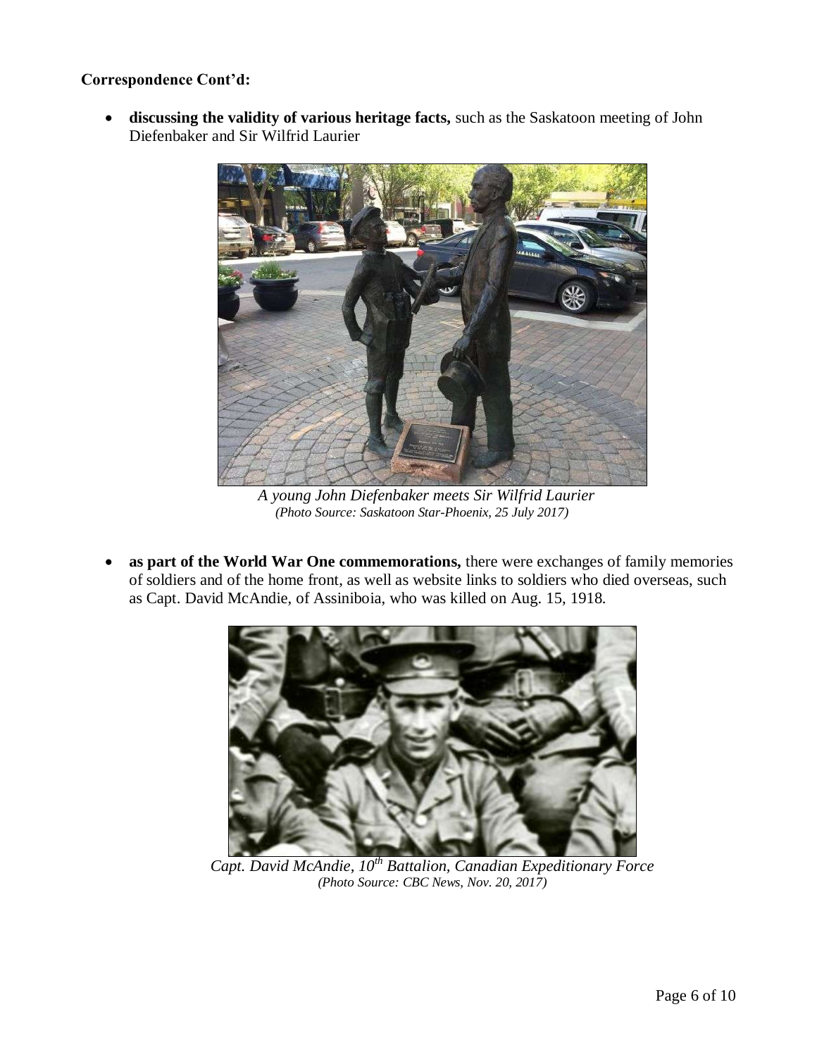**Correspondence Cont'd:**

- **discussing the validity of various heritage facts,** such as the Saskatoon meeting of John Diefenbaker and Sir Wilfrid Laurier

*A young John Diefenbaker meets Sir Wilfrid Laurier*
*(Photo Source: Saskatoon Star-Phoenix, 25 July 2017)*

- **as part of the World War One commemorations,** there were exchanges of family memories of soldiers and of the home front, as well as website links to soldiers who died overseas, such as Capt. David McAndie, of Assiniboia, who was killed on Aug. 15, 1918.

*Capt. David McAndie, 10th Battalion, Canadian Expeditionary Force*
*(Photo Source: CBC News, Nov. 20, 2017)*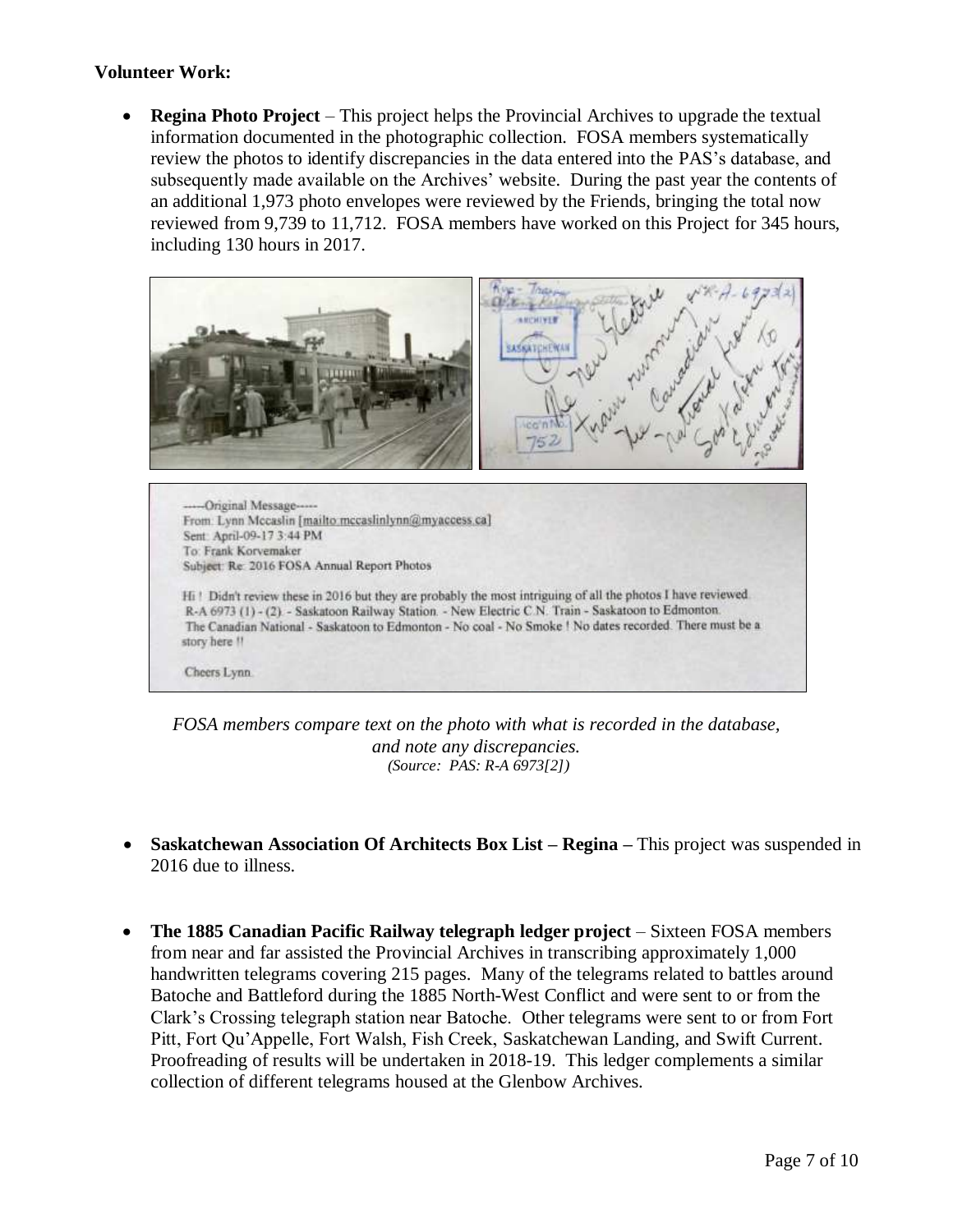**Volunteer Work:**

- **Regina Photo Project** – This project helps the Provincial Archives to upgrade the textual information documented in the photographic collection. FOSA members systematically review the photos to identify discrepancies in the data entered into the PAS's database, and subsequently made available on the Archives' website. During the past year the contents of an additional 1,973 photo envelopes were reviewed by the Friends, bringing the total now reviewed from 9,739 to 11,712. FOSA members have worked on this Project for 345 hours, including 130 hours in 2017.

> -----Original Message-----
> From: Lynn Mccaslin [mailto:mccaslinlynn@myaccess.ca]
> Sent: April-09-17 3:44 PM
> To: Frank Korvemaker
> Subject: Re: 2016 FOSA Annual Report Photos
>
> Hi ! Didn't review these in 2016 but they are probably the most intriguing of all the photos I have reviewed.
> R-A 6973 (1) - (2). - Saskatoon Railway Station. - New Electric C.N. Train - Saskatoon to Edmonton.
> The Canadian National - Saskatoon to Edmonton - No coal - No Smoke ! No dates recorded. There must be a story here !!
>
> Cheers Lynn.

*FOSA members compare text on the photo with what is recorded in the database, and note any discrepancies.*
*(Source: PAS: R-A 6973[2])*

- **Saskatchewan Association Of Architects Box List – Regina –** This project was suspended in 2016 due to illness.

- **The 1885 Canadian Pacific Railway telegraph ledger project** – Sixteen FOSA members from near and far assisted the Provincial Archives in transcribing approximately 1,000 handwritten telegrams covering 215 pages. Many of the telegrams related to battles around Batoche and Battleford during the 1885 North-West Conflict and were sent to or from the Clark's Crossing telegraph station near Batoche. Other telegrams were sent to or from Fort Pitt, Fort Qu'Appelle, Fort Walsh, Fish Creek, Saskatchewan Landing, and Swift Current. Proofreading of results will be undertaken in 2018-19. This ledger complements a similar collection of different telegrams housed at the Glenbow Archives.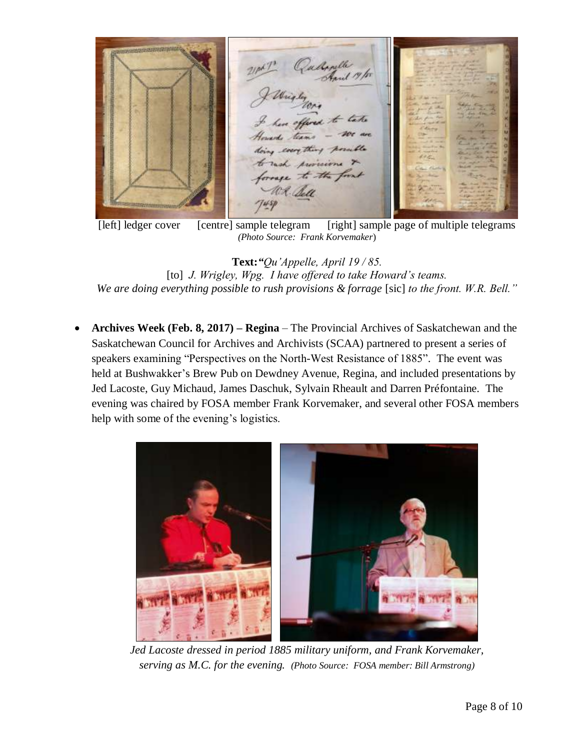[left] ledger cover [centre] sample telegram [right] sample page of multiple telegrams
*(Photo Source: Frank Korvemaker*)

**Text:** *"Qu'Appelle, April 19 / 85.*
[to] *J. Wrigley, Wpg. I have offered to take Howard's teams.*
*We are doing everything possible to rush provisions & forrage* [sic] *to the front. W.R. Bell."*

- **Archives Week (Feb. 8, 2017) – Regina** – The Provincial Archives of Saskatchewan and the Saskatchewan Council for Archives and Archivists (SCAA) partnered to present a series of speakers examining "Perspectives on the North-West Resistance of 1885". The event was held at Bushwakker's Brew Pub on Dewdney Avenue, Regina, and included presentations by Jed Lacoste, Guy Michaud, James Daschuk, Sylvain Rheault and Darren Préfontaine. The evening was chaired by FOSA member Frank Korvemaker, and several other FOSA members help with some of the evening's logistics.

*Jed Lacoste dressed in period 1885 military uniform, and Frank Korvemaker, serving as M.C. for the evening. (Photo Source: FOSA member: Bill Armstrong)*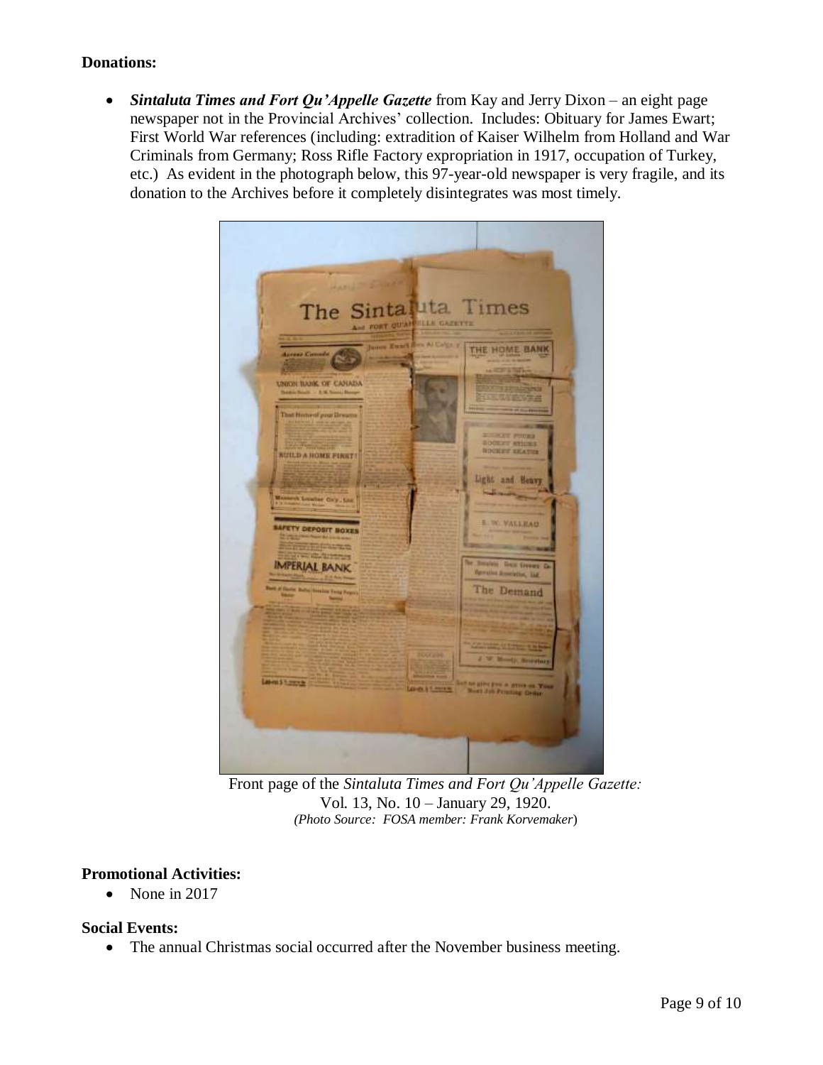**Donations:**

- ***Sintaluta Times and Fort Qu'Appelle Gazette*** from Kay and Jerry Dixon – an eight page newspaper not in the Provincial Archives' collection. Includes: Obituary for James Ewart; First World War references (including: extradition of Kaiser Wilhelm from Holland and War Criminals from Germany; Ross Rifle Factory expropriation in 1917, occupation of Turkey, etc.) As evident in the photograph below, this 97-year-old newspaper is very fragile, and its donation to the Archives before it completely disintegrates was most timely.

Front page of the *Sintaluta Times and Fort Qu'Appelle Gazette:*
Vol. 13, No. 10 – January 29, 1920.
*(Photo Source: FOSA member: Frank Korvemaker)*

**Promotional Activities:**

- None in 2017

**Social Events:**

- The annual Christmas social occurred after the November business meeting.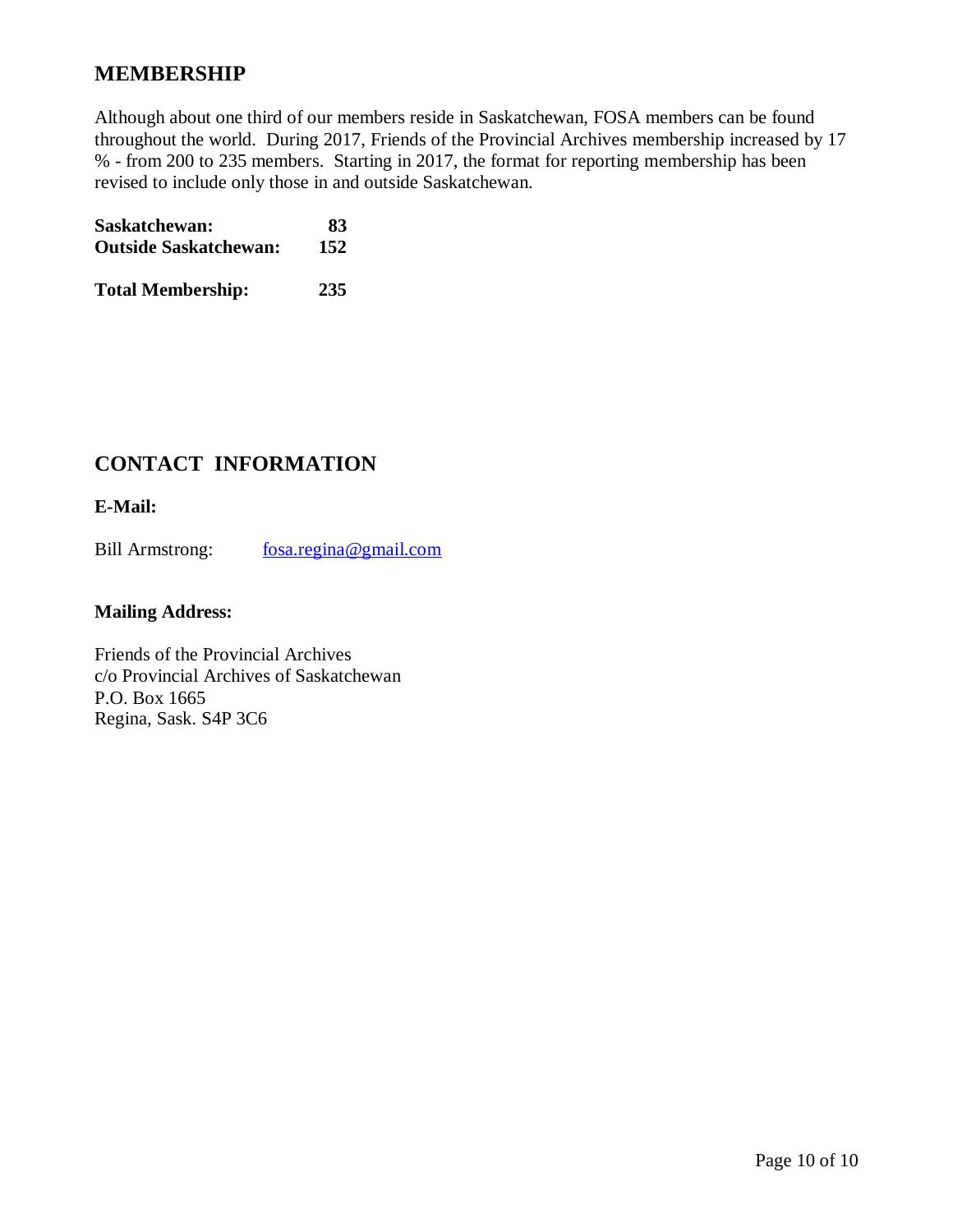## MEMBERSHIP

Although about one third of our members reside in Saskatchewan, FOSA members can be found throughout the world. During 2017, Friends of the Provincial Archives membership increased by 17 % - from 200 to 235 members. Starting in 2017, the format for reporting membership has been revised to include only those in and outside Saskatchewan.

| | |
|---|---|
| **Saskatchewan:** | **83** |
| **Outside Saskatchewan:** | **152** |
| **Total Membership:** | **235** |

## CONTACT INFORMATION

**E-Mail:**

Bill Armstrong: fosa.regina@gmail.com

**Mailing Address:**

Friends of the Provincial Archives
c/o Provincial Archives of Saskatchewan
P.O. Box 1665
Regina, Sask. S4P 3C6